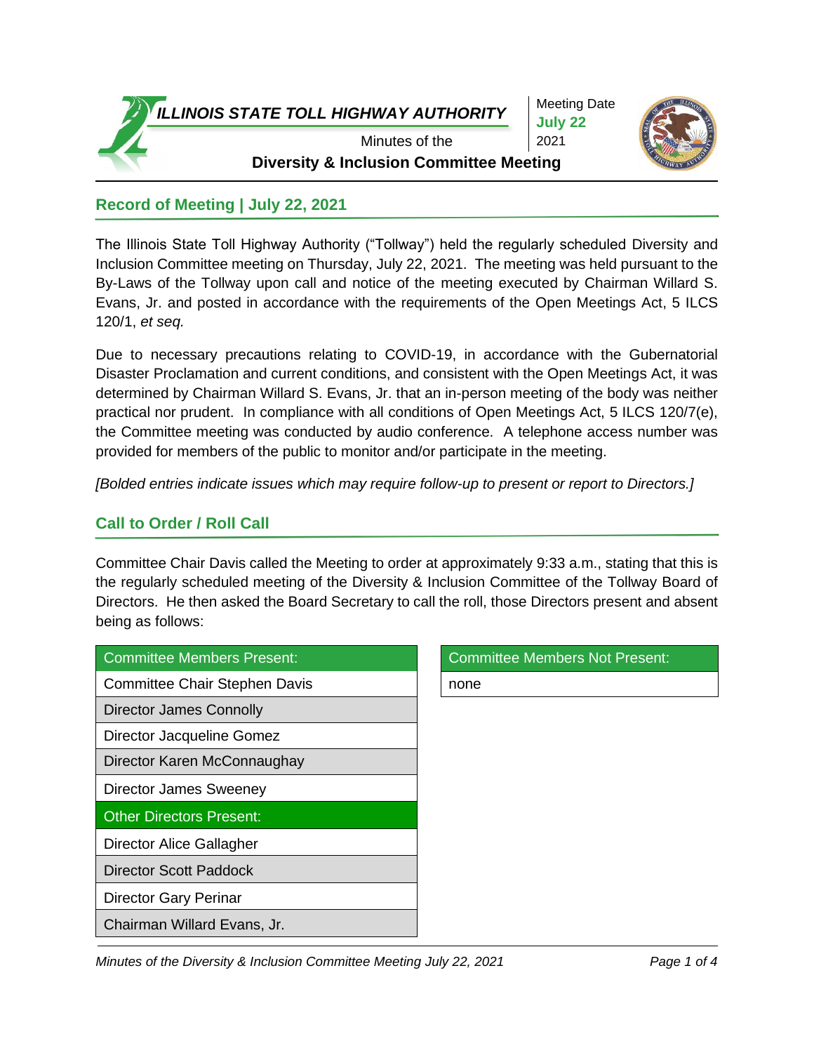# ILLINOIS STATE TOLL HIGHWAY AUTHORITY

Minutes of the

**Diversity & Inclusion Committee Meeting**

Meeting Date
**July 22**
2021

## Record of Meeting | July 22, 2021

The Illinois State Toll Highway Authority ("Tollway") held the regularly scheduled Diversity and Inclusion Committee meeting on Thursday, July 22, 2021. The meeting was held pursuant to the By-Laws of the Tollway upon call and notice of the meeting executed by Chairman Willard S. Evans, Jr. and posted in accordance with the requirements of the Open Meetings Act, 5 ILCS 120/1, *et seq.*

Due to necessary precautions relating to COVID-19, in accordance with the Gubernatorial Disaster Proclamation and current conditions, and consistent with the Open Meetings Act, it was determined by Chairman Willard S. Evans, Jr. that an in-person meeting of the body was neither practical nor prudent. In compliance with all conditions of Open Meetings Act, 5 ILCS 120/7(e), the Committee meeting was conducted by audio conference. A telephone access number was provided for members of the public to monitor and/or participate in the meeting.

*[Bolded entries indicate issues which may require follow-up to present or report to Directors.]*

## Call to Order / Roll Call

Committee Chair Davis called the Meeting to order at approximately 9:33 a.m., stating that this is the regularly scheduled meeting of the Diversity & Inclusion Committee of the Tollway Board of Directors. He then asked the Board Secretary to call the roll, those Directors present and absent being as follows:

| Committee Members Present: |
| --- |
| Committee Chair Stephen Davis |
| Director James Connolly |
| Director Jacqueline Gomez |
| Director Karen McConnaughay |
| Director James Sweeney |
| **Other Directors Present:** |
| Director Alice Gallagher |
| Director Scott Paddock |
| Director Gary Perinar |
| Chairman Willard Evans, Jr. |

| Committee Members Not Present: |
| --- |
| none |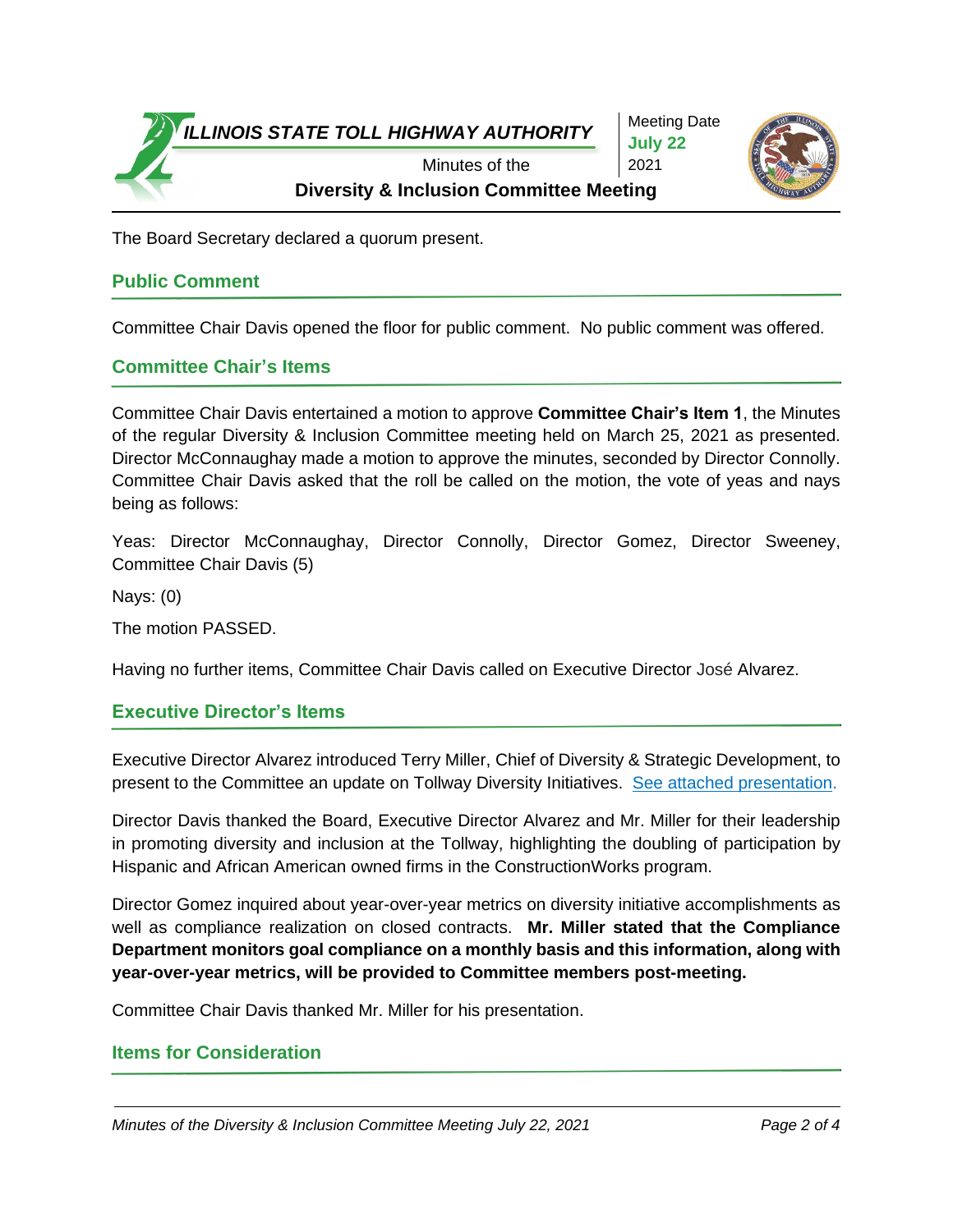The Board Secretary declared a quorum present.

## Public Comment

Committee Chair Davis opened the floor for public comment. No public comment was offered.

## Committee Chair's Items

Committee Chair Davis entertained a motion to approve **Committee Chair's Item 1**, the Minutes of the regular Diversity & Inclusion Committee meeting held on March 25, 2021 as presented. Director McConnaughay made a motion to approve the minutes, seconded by Director Connolly. Committee Chair Davis asked that the roll be called on the motion, the vote of yeas and nays being as follows:

Yeas: Director McConnaughay, Director Connolly, Director Gomez, Director Sweeney, Committee Chair Davis (5)

Nays: (0)

The motion PASSED.

Having no further items, Committee Chair Davis called on Executive Director José Alvarez.

## Executive Director's Items

Executive Director Alvarez introduced Terry Miller, Chief of Diversity & Strategic Development, to present to the Committee an update on Tollway Diversity Initiatives. See attached presentation.

Director Davis thanked the Board, Executive Director Alvarez and Mr. Miller for their leadership in promoting diversity and inclusion at the Tollway, highlighting the doubling of participation by Hispanic and African American owned firms in the ConstructionWorks program.

Director Gomez inquired about year-over-year metrics on diversity initiative accomplishments as well as compliance realization on closed contracts. **Mr. Miller stated that the Compliance Department monitors goal compliance on a monthly basis and this information, along with year-over-year metrics, will be provided to Committee members post-meeting.**

Committee Chair Davis thanked Mr. Miller for his presentation.

## Items for Consideration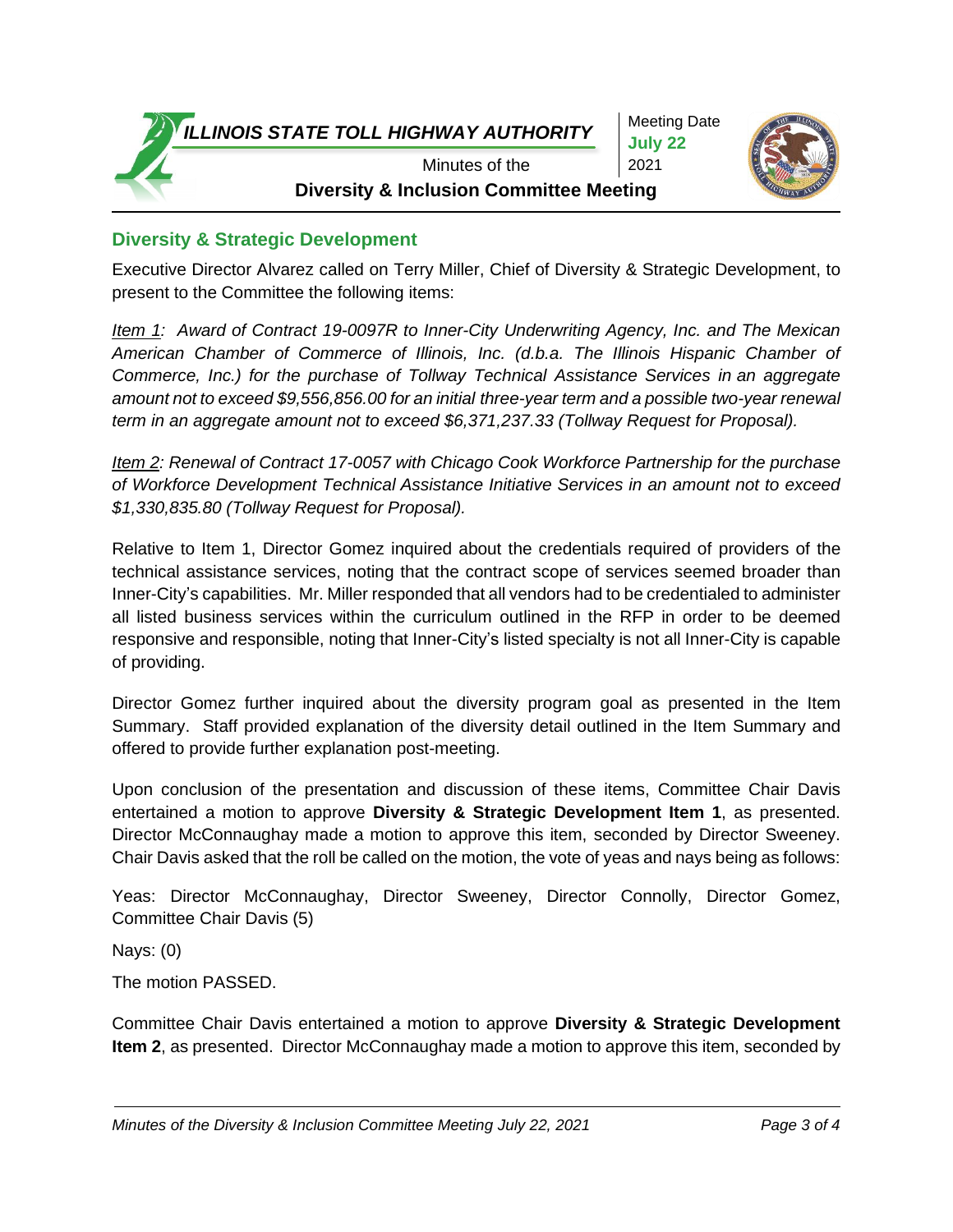## Diversity & Strategic Development

Executive Director Alvarez called on Terry Miller, Chief of Diversity & Strategic Development, to present to the Committee the following items:

*Item 1: Award of Contract 19-0097R to Inner-City Underwriting Agency, Inc. and The Mexican American Chamber of Commerce of Illinois, Inc. (d.b.a. The Illinois Hispanic Chamber of Commerce, Inc.) for the purchase of Tollway Technical Assistance Services in an aggregate amount not to exceed $9,556,856.00 for an initial three-year term and a possible two-year renewal term in an aggregate amount not to exceed $6,371,237.33 (Tollway Request for Proposal).*

*Item 2: Renewal of Contract 17-0057 with Chicago Cook Workforce Partnership for the purchase of Workforce Development Technical Assistance Initiative Services in an amount not to exceed $1,330,835.80 (Tollway Request for Proposal).*

Relative to Item 1, Director Gomez inquired about the credentials required of providers of the technical assistance services, noting that the contract scope of services seemed broader than Inner-City's capabilities. Mr. Miller responded that all vendors had to be credentialed to administer all listed business services within the curriculum outlined in the RFP in order to be deemed responsive and responsible, noting that Inner-City's listed specialty is not all Inner-City is capable of providing.

Director Gomez further inquired about the diversity program goal as presented in the Item Summary. Staff provided explanation of the diversity detail outlined in the Item Summary and offered to provide further explanation post-meeting.

Upon conclusion of the presentation and discussion of these items, Committee Chair Davis entertained a motion to approve **Diversity & Strategic Development Item 1**, as presented. Director McConnaughay made a motion to approve this item, seconded by Director Sweeney. Chair Davis asked that the roll be called on the motion, the vote of yeas and nays being as follows:

Yeas: Director McConnaughay, Director Sweeney, Director Connolly, Director Gomez, Committee Chair Davis (5)

Nays: (0)

The motion PASSED.

Committee Chair Davis entertained a motion to approve **Diversity & Strategic Development Item 2**, as presented. Director McConnaughay made a motion to approve this item, seconded by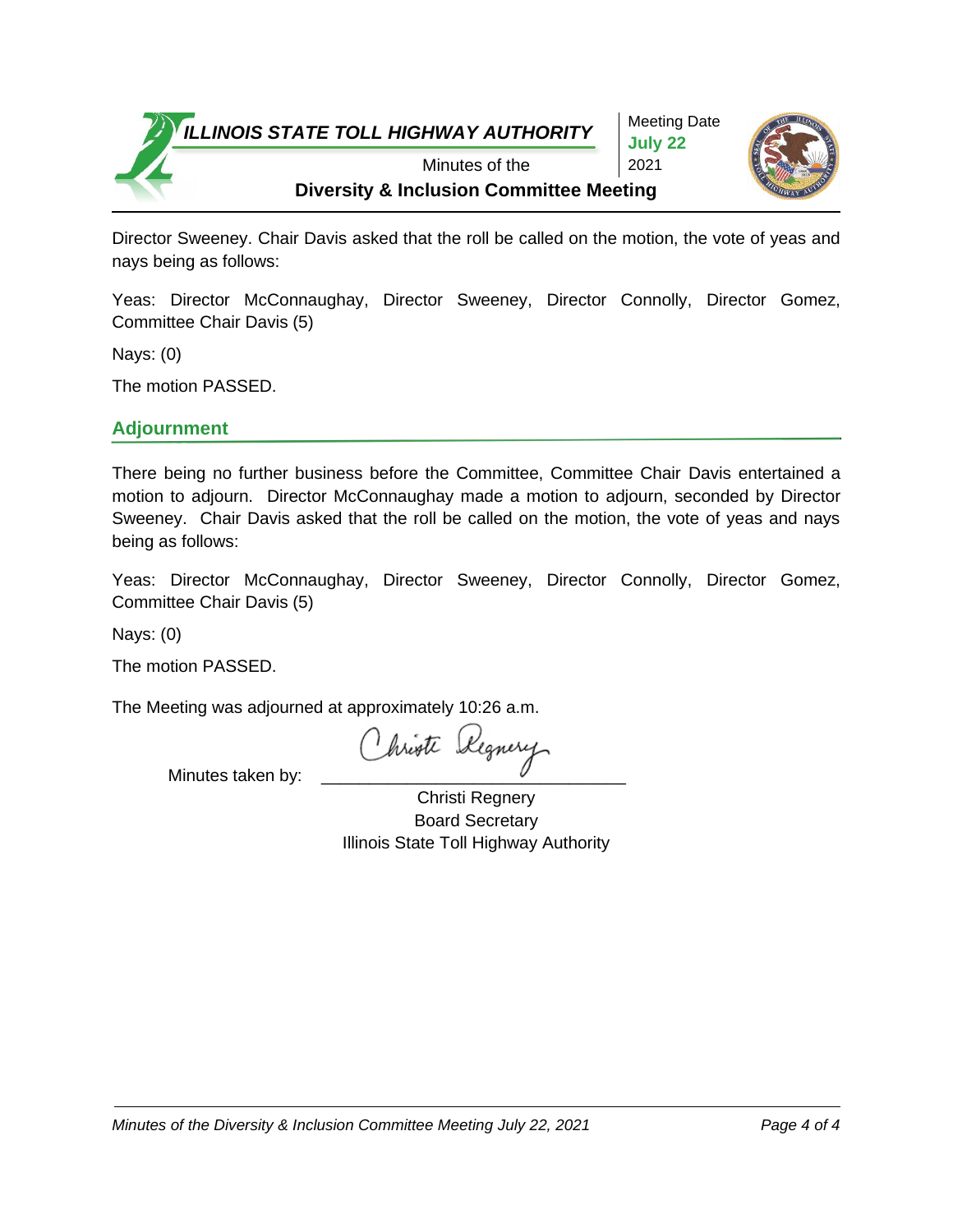Director Sweeney. Chair Davis asked that the roll be called on the motion, the vote of yeas and nays being as follows:

Yeas: Director McConnaughay, Director Sweeney, Director Connolly, Director Gomez, Committee Chair Davis (5)

Nays: (0)

The motion PASSED.

## Adjournment

There being no further business before the Committee, Committee Chair Davis entertained a motion to adjourn. Director McConnaughay made a motion to adjourn, seconded by Director Sweeney. Chair Davis asked that the roll be called on the motion, the vote of yeas and nays being as follows:

Yeas: Director McConnaughay, Director Sweeney, Director Connolly, Director Gomez, Committee Chair Davis (5)

Nays: (0)

The motion PASSED.

The Meeting was adjourned at approximately 10:26 a.m.

Minutes taken by: ______________________________

Christi Regnery
Board Secretary
Illinois State Toll Highway Authority